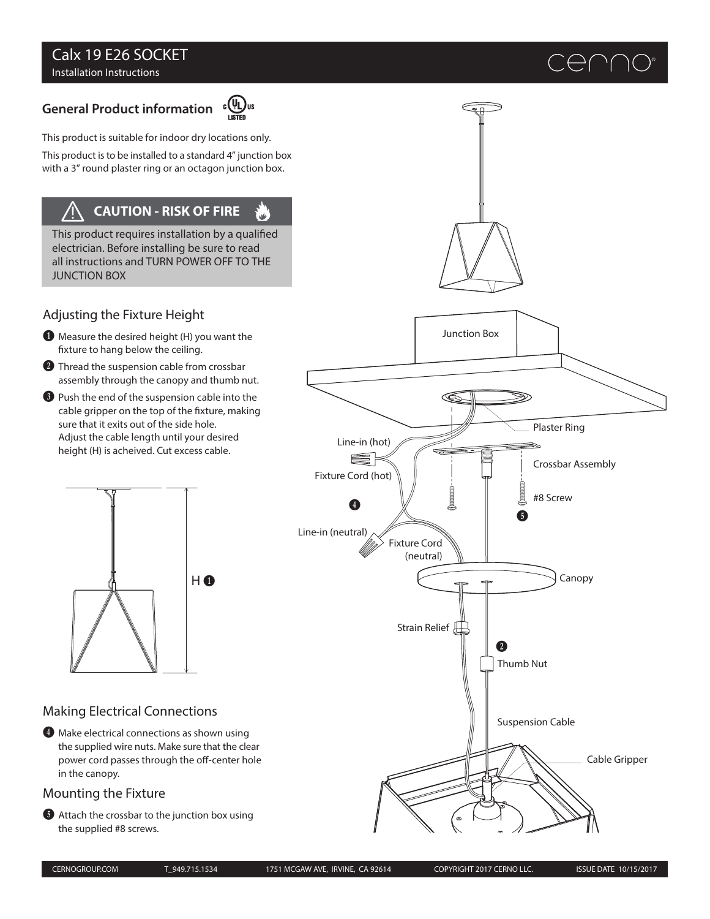# Calx 19 E26 SOCKET

Installation Instructions

## General Product information

This product is suitable for indoor dry locations only.

This product is to be installed to a standard 4" junction box with a 3" round plaster ring or an octagon junction box.

**CAUTION - RISK OF FIRE**

This product requires installation by a qualified electrician. Before installing be sure to read all instructions and TURN POWER OFF TO THE JUNCTION BOX

### Adjusting the Fixture Height

1. Measure the desired height (H) you want the fixture to hang below the ceiling.
2. Thread the suspension cable from crossbar assembly through the canopy and thumb nut.
3. Push the end of the suspension cable into the cable gripper on the top of the fixture, making sure that it exits out of the side hole. Adjust the cable length until your desired height (H) is acheived. Cut excess cable.

### Making Electrical Connections

4. Make electrical connections as shown using the supplied wire nuts. Make sure that the clear power cord passes through the off-center hole in the canopy.

### Mounting the Fixture

5. Attach the crossbar to the junction box using the supplied #8 screws.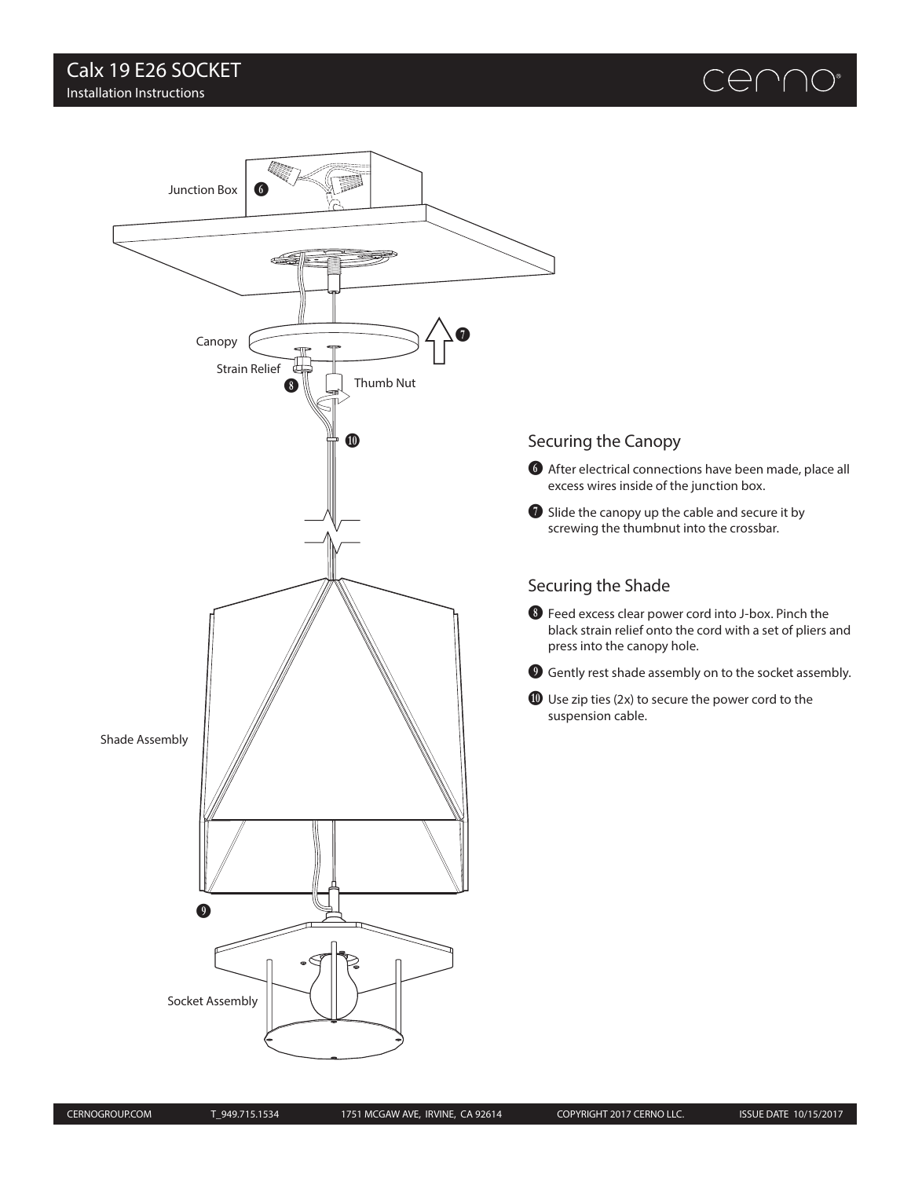# Calx 19 E26 SOCKET

Installation Instructions

Junction Box
Canopy
Strain Relief
Thumb Nut
Shade Assembly
Socket Assembly

## Securing the Canopy

6. After electrical connections have been made, place all excess wires inside of the junction box.
7. Slide the canopy up the cable and secure it by screwing the thumbnut into the crossbar.

## Securing the Shade

8. Feed excess clear power cord into J-box. Pinch the black strain relief onto the cord with a set of pliers and press into the canopy hole.
9. Gently rest shade assembly on to the socket assembly.
10. Use zip ties (2x) to secure the power cord to the suspension cable.

CERNOGROUP.COM T_949.715.1534 1751 MCGAW AVE, IRVINE, CA 92614 COPYRIGHT 2017 CERNO LLC. ISSUE DATE 10/15/2017